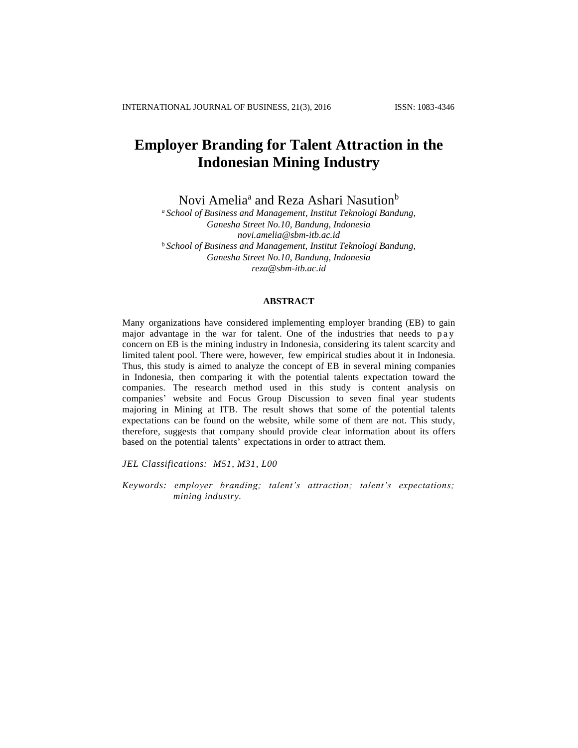# Employer Branding for Talent Attraction in the Indonesian Mining Industry

Novi Amelia[a] and Reza Ashari Nasution[b]

[a] *School of Business and Management, Institut Teknologi Bandung, Ganesha Street No.10, Bandung, Indonesia*
*novi.amelia@sbm-itb.ac.id*

[b] *School of Business and Management, Institut Teknologi Bandung, Ganesha Street No.10, Bandung, Indonesia*
*reza@sbm-itb.ac.id*

## ABSTRACT

Many organizations have considered implementing employer branding (EB) to gain major advantage in the war for talent. One of the industries that needs to pay concern on EB is the mining industry in Indonesia, considering its talent scarcity and limited talent pool. There were, however, few empirical studies about it in Indonesia. Thus, this study is aimed to analyze the concept of EB in several mining companies in Indonesia, then comparing it with the potential talents expectation toward the companies. The research method used in this study is content analysis on companies' website and Focus Group Discussion to seven final year students majoring in Mining at ITB. The result shows that some of the potential talents expectations can be found on the website, while some of them are not. This study, therefore, suggests that company should provide clear information about its offers based on the potential talents' expectations in order to attract them.

*JEL Classifications: M51, M31, L00*

*Keywords: employer branding; talent's attraction; talent's expectations; mining industry.*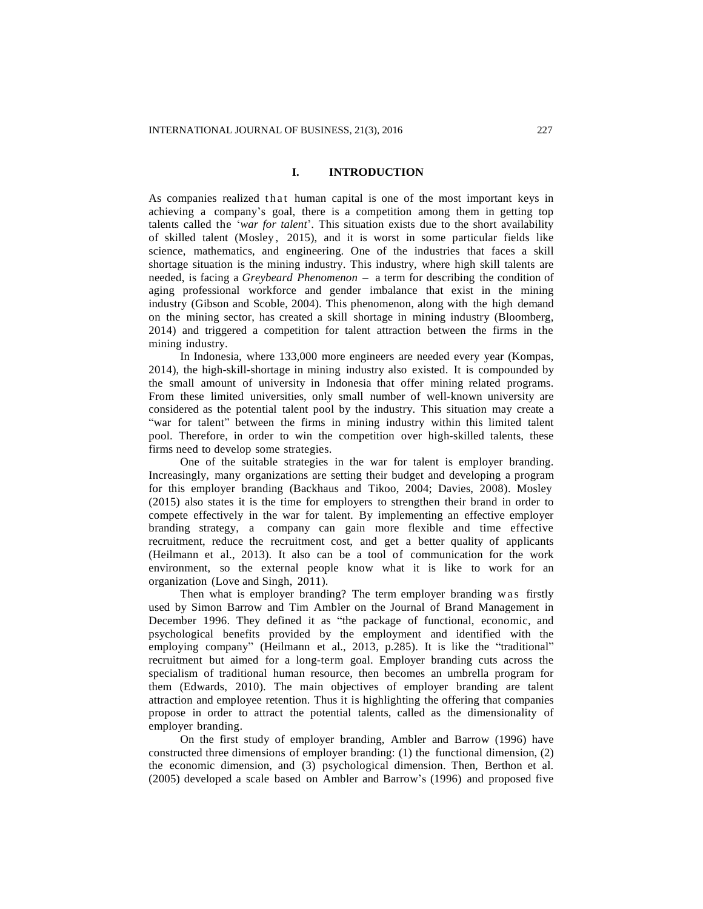## I. INTRODUCTION

As companies realized that human capital is one of the most important keys in achieving a company's goal, there is a competition among them in getting top talents called the '*war for talent*'. This situation exists due to the short availability of skilled talent (Mosley, 2015), and it is worst in some particular fields like science, mathematics, and engineering. One of the industries that faces a skill shortage situation is the mining industry. This industry, where high skill talents are needed, is facing a *Greybeard Phenomenon* – a term for describing the condition of aging professional workforce and gender imbalance that exist in the mining industry (Gibson and Scoble, 2004). This phenomenon, along with the high demand on the mining sector, has created a skill shortage in mining industry (Bloomberg, 2014) and triggered a competition for talent attraction between the firms in the mining industry.

In Indonesia, where 133,000 more engineers are needed every year (Kompas, 2014), the high-skill-shortage in mining industry also existed. It is compounded by the small amount of university in Indonesia that offer mining related programs. From these limited universities, only small number of well-known university are considered as the potential talent pool by the industry. This situation may create a "war for talent" between the firms in mining industry within this limited talent pool. Therefore, in order to win the competition over high-skilled talents, these firms need to develop some strategies.

One of the suitable strategies in the war for talent is employer branding. Increasingly, many organizations are setting their budget and developing a program for this employer branding (Backhaus and Tikoo, 2004; Davies, 2008). Mosley (2015) also states it is the time for employers to strengthen their brand in order to compete effectively in the war for talent. By implementing an effective employer branding strategy, a company can gain more flexible and time effective recruitment, reduce the recruitment cost, and get a better quality of applicants (Heilmann et al., 2013). It also can be a tool of communication for the work environment, so the external people know what it is like to work for an organization (Love and Singh, 2011).

Then what is employer branding? The term employer branding was firstly used by Simon Barrow and Tim Ambler on the Journal of Brand Management in December 1996. They defined it as "the package of functional, economic, and psychological benefits provided by the employment and identified with the employing company" (Heilmann et al., 2013, p.285). It is like the "traditional" recruitment but aimed for a long-term goal. Employer branding cuts across the specialism of traditional human resource, then becomes an umbrella program for them (Edwards, 2010). The main objectives of employer branding are talent attraction and employee retention. Thus it is highlighting the offering that companies propose in order to attract the potential talents, called as the dimensionality of employer branding.

On the first study of employer branding, Ambler and Barrow (1996) have constructed three dimensions of employer branding: (1) the functional dimension, (2) the economic dimension, and (3) psychological dimension. Then, Berthon et al. (2005) developed a scale based on Ambler and Barrow's (1996) and proposed five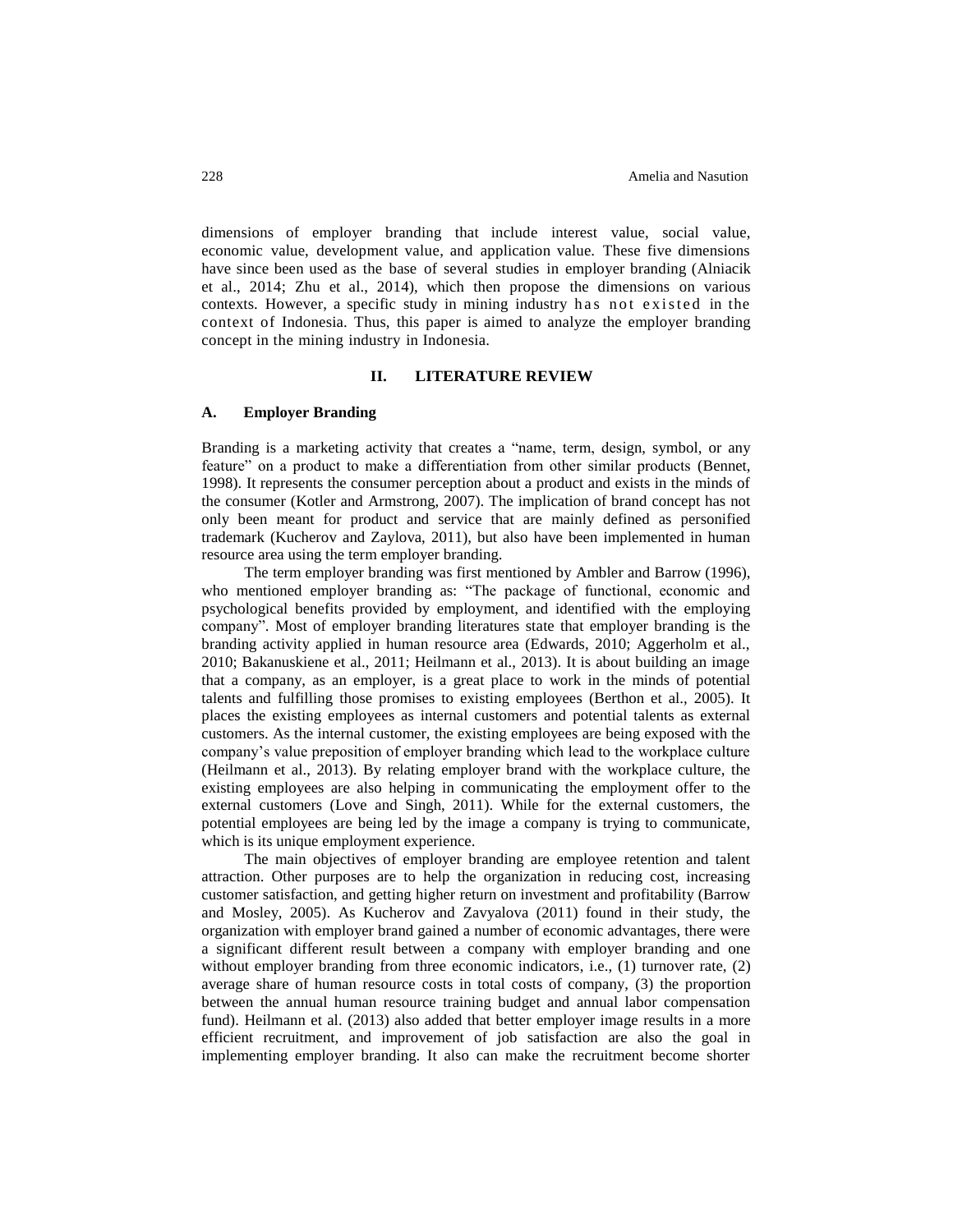dimensions of employer branding that include interest value, social value, economic value, development value, and application value. These five dimensions have since been used as the base of several studies in employer branding (Alniacik et al., 2014; Zhu et al., 2014), which then propose the dimensions on various contexts. However, a specific study in mining industry has not existed in the context of Indonesia. Thus, this paper is aimed to analyze the employer branding concept in the mining industry in Indonesia.

## II. LITERATURE REVIEW

### A. Employer Branding

Branding is a marketing activity that creates a "name, term, design, symbol, or any feature" on a product to make a differentiation from other similar products (Bennet, 1998). It represents the consumer perception about a product and exists in the minds of the consumer (Kotler and Armstrong, 2007). The implication of brand concept has not only been meant for product and service that are mainly defined as personified trademark (Kucherov and Zaylova, 2011), but also have been implemented in human resource area using the term employer branding.

The term employer branding was first mentioned by Ambler and Barrow (1996), who mentioned employer branding as: "The package of functional, economic and psychological benefits provided by employment, and identified with the employing company". Most of employer branding literatures state that employer branding is the branding activity applied in human resource area (Edwards, 2010; Aggerholm et al., 2010; Bakanuskiene et al., 2011; Heilmann et al., 2013). It is about building an image that a company, as an employer, is a great place to work in the minds of potential talents and fulfilling those promises to existing employees (Berthon et al., 2005). It places the existing employees as internal customers and potential talents as external customers. As the internal customer, the existing employees are being exposed with the company's value preposition of employer branding which lead to the workplace culture (Heilmann et al., 2013). By relating employer brand with the workplace culture, the existing employees are also helping in communicating the employment offer to the external customers (Love and Singh, 2011). While for the external customers, the potential employees are being led by the image a company is trying to communicate, which is its unique employment experience.

The main objectives of employer branding are employee retention and talent attraction. Other purposes are to help the organization in reducing cost, increasing customer satisfaction, and getting higher return on investment and profitability (Barrow and Mosley, 2005). As Kucherov and Zavyalova (2011) found in their study, the organization with employer brand gained a number of economic advantages, there were a significant different result between a company with employer branding and one without employer branding from three economic indicators, i.e., (1) turnover rate, (2) average share of human resource costs in total costs of company, (3) the proportion between the annual human resource training budget and annual labor compensation fund). Heilmann et al. (2013) also added that better employer image results in a more efficient recruitment, and improvement of job satisfaction are also the goal in implementing employer branding. It also can make the recruitment become shorter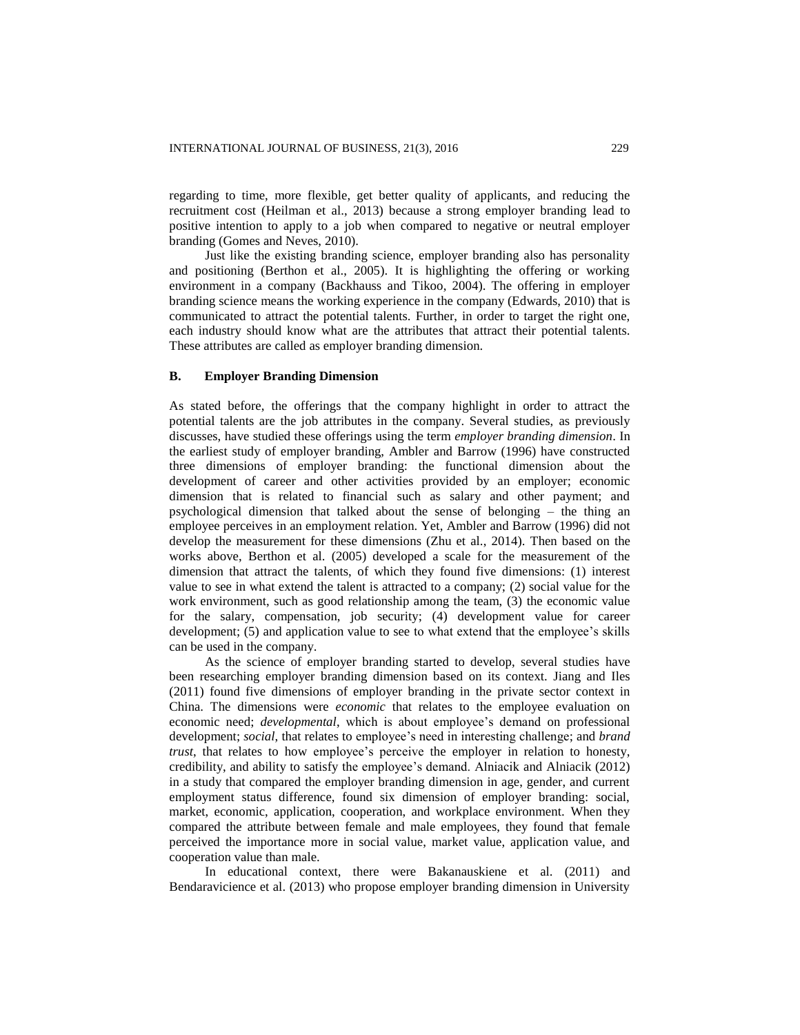regarding to time, more flexible, get better quality of applicants, and reducing the recruitment cost (Heilman et al., 2013) because a strong employer branding lead to positive intention to apply to a job when compared to negative or neutral employer branding (Gomes and Neves, 2010).

Just like the existing branding science, employer branding also has personality and positioning (Berthon et al., 2005). It is highlighting the offering or working environment in a company (Backhauss and Tikoo, 2004). The offering in employer branding science means the working experience in the company (Edwards, 2010) that is communicated to attract the potential talents. Further, in order to target the right one, each industry should know what are the attributes that attract their potential talents. These attributes are called as employer branding dimension.

### B. Employer Branding Dimension

As stated before, the offerings that the company highlight in order to attract the potential talents are the job attributes in the company. Several studies, as previously discusses, have studied these offerings using the term *employer branding dimension*. In the earliest study of employer branding, Ambler and Barrow (1996) have constructed three dimensions of employer branding: the functional dimension about the development of career and other activities provided by an employer; economic dimension that is related to financial such as salary and other payment; and psychological dimension that talked about the sense of belonging – the thing an employee perceives in an employment relation. Yet, Ambler and Barrow (1996) did not develop the measurement for these dimensions (Zhu et al., 2014). Then based on the works above, Berthon et al. (2005) developed a scale for the measurement of the dimension that attract the talents, of which they found five dimensions: (1) interest value to see in what extend the talent is attracted to a company; (2) social value for the work environment, such as good relationship among the team, (3) the economic value for the salary, compensation, job security; (4) development value for career development; (5) and application value to see to what extend that the employee's skills can be used in the company.

As the science of employer branding started to develop, several studies have been researching employer branding dimension based on its context. Jiang and Iles (2011) found five dimensions of employer branding in the private sector context in China. The dimensions were *economic* that relates to the employee evaluation on economic need; *developmental*, which is about employee's demand on professional development; *social*, that relates to employee's need in interesting challenge; and *brand trust*, that relates to how employee's perceive the employer in relation to honesty, credibility, and ability to satisfy the employee's demand. Alniacik and Alniacik (2012) in a study that compared the employer branding dimension in age, gender, and current employment status difference, found six dimension of employer branding: social, market, economic, application, cooperation, and workplace environment. When they compared the attribute between female and male employees, they found that female perceived the importance more in social value, market value, application value, and cooperation value than male.

In educational context, there were Bakanauskiene et al. (2011) and Bendaravicience et al. (2013) who propose employer branding dimension in University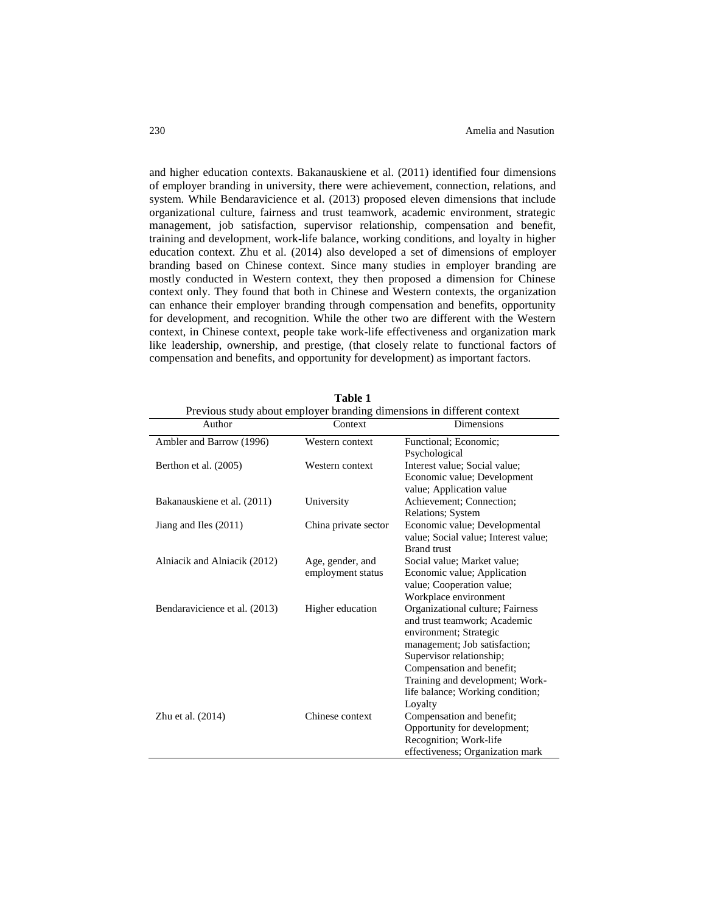and higher education contexts. Bakanauskiene et al. (2011) identified four dimensions of employer branding in university, there were achievement, connection, relations, and system. While Bendaravicience et al. (2013) proposed eleven dimensions that include organizational culture, fairness and trust teamwork, academic environment, strategic management, job satisfaction, supervisor relationship, compensation and benefit, training and development, work-life balance, working conditions, and loyalty in higher education context. Zhu et al. (2014) also developed a set of dimensions of employer branding based on Chinese context. Since many studies in employer branding are mostly conducted in Western context, they then proposed a dimension for Chinese context only. They found that both in Chinese and Western contexts, the organization can enhance their employer branding through compensation and benefits, opportunity for development, and recognition. While the other two are different with the Western context, in Chinese context, people take work-life effectiveness and organization mark like leadership, ownership, and prestige, (that closely relate to functional factors of compensation and benefits, and opportunity for development) as important factors.

**Table 1**

Previous study about employer branding dimensions in different context

| Author | Context | Dimensions |
|---|---|---|
| Ambler and Barrow (1996) | Western context | Functional; Economic; Psychological |
| Berthon et al. (2005) | Western context | Interest value; Social value; Economic value; Development value; Application value |
| Bakanauskiene et al. (2011) | University | Achievement; Connection; Relations; System |
| Jiang and Iles (2011) | China private sector | Economic value; Developmental value; Social value; Interest value; Brand trust |
| Alniacik and Alniacik (2012) | Age, gender, and employment status | Social value; Market value; Economic value; Application value; Cooperation value; Workplace environment |
| Bendaravicience et al. (2013) | Higher education | Organizational culture; Fairness and trust teamwork; Academic environment; Strategic management; Job satisfaction; Supervisor relationship; Compensation and benefit; Training and development; Work-life balance; Working condition; Loyalty |
| Zhu et al. (2014) | Chinese context | Compensation and benefit; Opportunity for development; Recognition; Work-life effectiveness; Organization mark |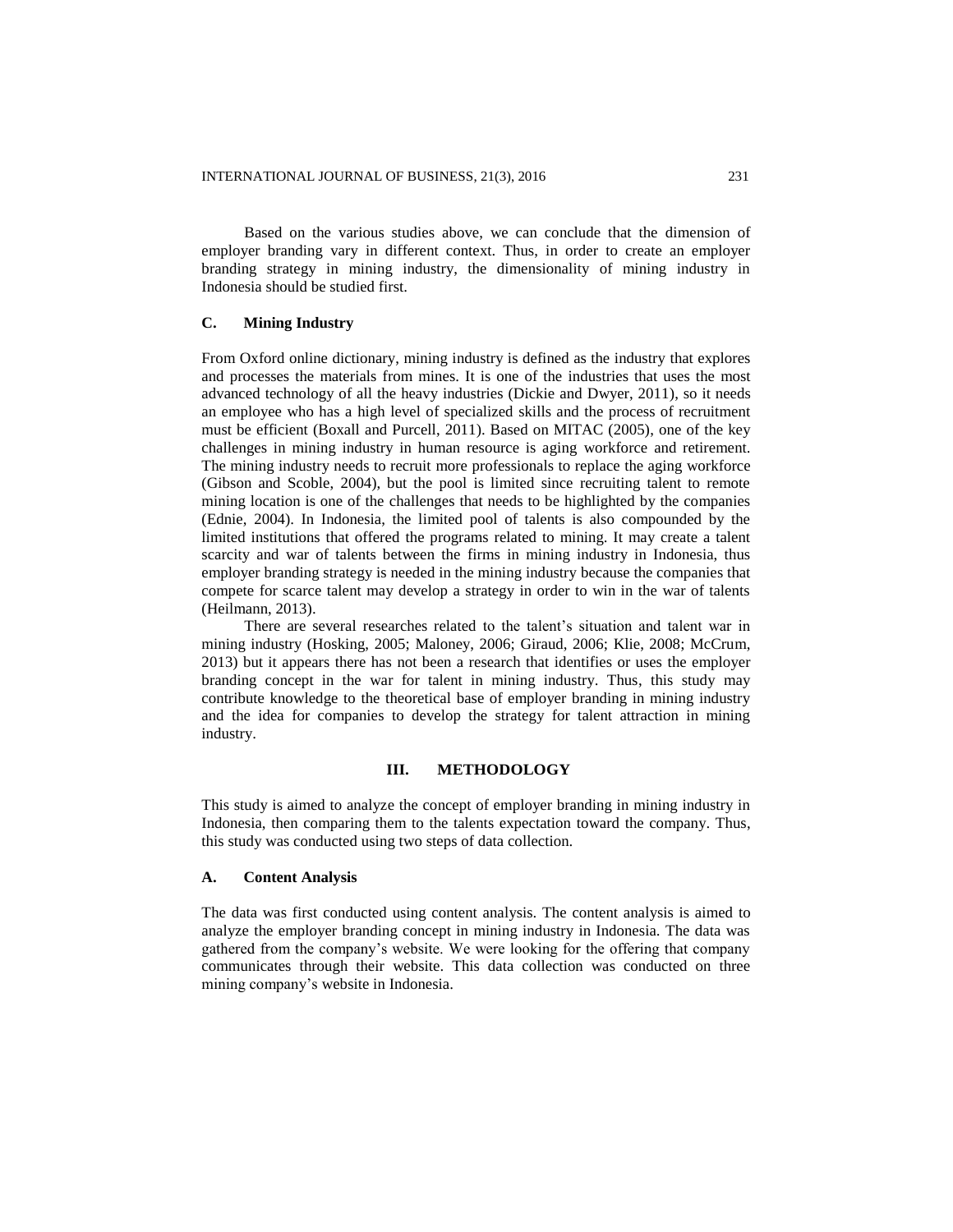Based on the various studies above, we can conclude that the dimension of employer branding vary in different context. Thus, in order to create an employer branding strategy in mining industry, the dimensionality of mining industry in Indonesia should be studied first.

### C. Mining Industry

From Oxford online dictionary, mining industry is defined as the industry that explores and processes the materials from mines. It is one of the industries that uses the most advanced technology of all the heavy industries (Dickie and Dwyer, 2011), so it needs an employee who has a high level of specialized skills and the process of recruitment must be efficient (Boxall and Purcell, 2011). Based on MITAC (2005), one of the key challenges in mining industry in human resource is aging workforce and retirement. The mining industry needs to recruit more professionals to replace the aging workforce (Gibson and Scoble, 2004), but the pool is limited since recruiting talent to remote mining location is one of the challenges that needs to be highlighted by the companies (Ednie, 2004). In Indonesia, the limited pool of talents is also compounded by the limited institutions that offered the programs related to mining. It may create a talent scarcity and war of talents between the firms in mining industry in Indonesia, thus employer branding strategy is needed in the mining industry because the companies that compete for scarce talent may develop a strategy in order to win in the war of talents (Heilmann, 2013).

There are several researches related to the talent's situation and talent war in mining industry (Hosking, 2005; Maloney, 2006; Giraud, 2006; Klie, 2008; McCrum, 2013) but it appears there has not been a research that identifies or uses the employer branding concept in the war for talent in mining industry. Thus, this study may contribute knowledge to the theoretical base of employer branding in mining industry and the idea for companies to develop the strategy for talent attraction in mining industry.

## III. METHODOLOGY

This study is aimed to analyze the concept of employer branding in mining industry in Indonesia, then comparing them to the talents expectation toward the company. Thus, this study was conducted using two steps of data collection.

### A. Content Analysis

The data was first conducted using content analysis. The content analysis is aimed to analyze the employer branding concept in mining industry in Indonesia. The data was gathered from the company's website. We were looking for the offering that company communicates through their website. This data collection was conducted on three mining company's website in Indonesia.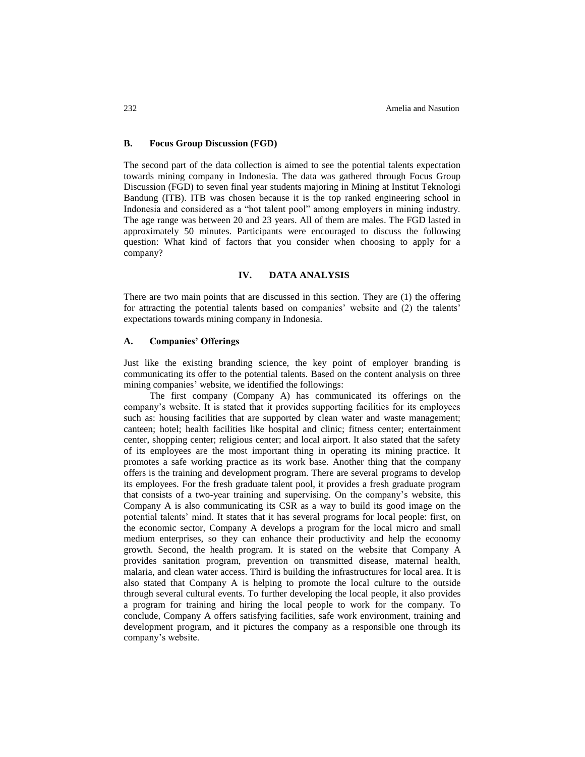### B. Focus Group Discussion (FGD)

The second part of the data collection is aimed to see the potential talents expectation towards mining company in Indonesia. The data was gathered through Focus Group Discussion (FGD) to seven final year students majoring in Mining at Institut Teknologi Bandung (ITB). ITB was chosen because it is the top ranked engineering school in Indonesia and considered as a "hot talent pool" among employers in mining industry. The age range was between 20 and 23 years. All of them are males. The FGD lasted in approximately 50 minutes. Participants were encouraged to discuss the following question: What kind of factors that you consider when choosing to apply for a company?

## IV. DATA ANALYSIS

There are two main points that are discussed in this section. They are (1) the offering for attracting the potential talents based on companies' website and (2) the talents' expectations towards mining company in Indonesia.

### A. Companies' Offerings

Just like the existing branding science, the key point of employer branding is communicating its offer to the potential talents. Based on the content analysis on three mining companies' website, we identified the followings:

The first company (Company A) has communicated its offerings on the company's website. It is stated that it provides supporting facilities for its employees such as: housing facilities that are supported by clean water and waste management; canteen; hotel; health facilities like hospital and clinic; fitness center; entertainment center, shopping center; religious center; and local airport. It also stated that the safety of its employees are the most important thing in operating its mining practice. It promotes a safe working practice as its work base. Another thing that the company offers is the training and development program. There are several programs to develop its employees. For the fresh graduate talent pool, it provides a fresh graduate program that consists of a two-year training and supervising. On the company's website, this Company A is also communicating its CSR as a way to build its good image on the potential talents' mind. It states that it has several programs for local people: first, on the economic sector, Company A develops a program for the local micro and small medium enterprises, so they can enhance their productivity and help the economy growth. Second, the health program. It is stated on the website that Company A provides sanitation program, prevention on transmitted disease, maternal health, malaria, and clean water access. Third is building the infrastructures for local area. It is also stated that Company A is helping to promote the local culture to the outside through several cultural events. To further developing the local people, it also provides a program for training and hiring the local people to work for the company. To conclude, Company A offers satisfying facilities, safe work environment, training and development program, and it pictures the company as a responsible one through its company's website.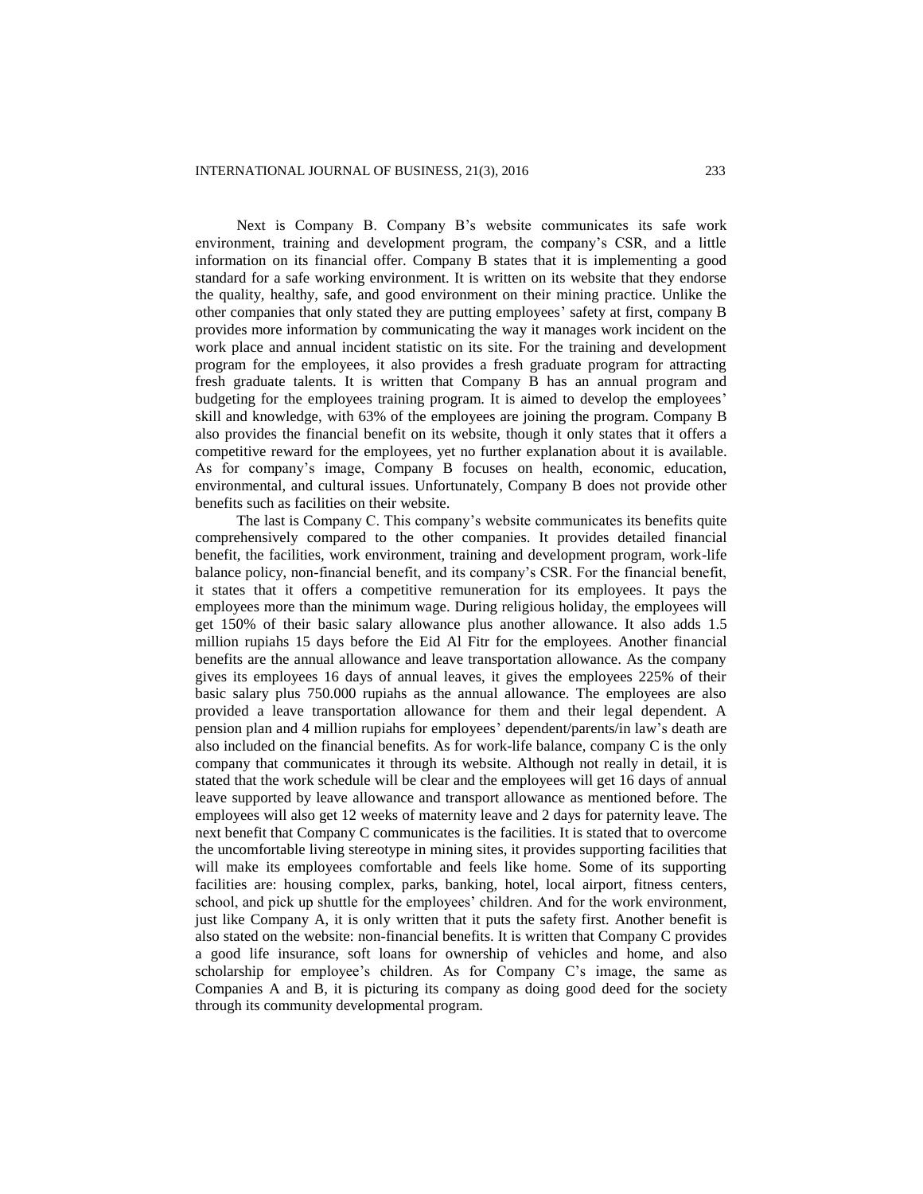Next is Company B. Company B's website communicates its safe work environment, training and development program, the company's CSR, and a little information on its financial offer. Company B states that it is implementing a good standard for a safe working environment. It is written on its website that they endorse the quality, healthy, safe, and good environment on their mining practice. Unlike the other companies that only stated they are putting employees' safety at first, company B provides more information by communicating the way it manages work incident on the work place and annual incident statistic on its site. For the training and development program for the employees, it also provides a fresh graduate program for attracting fresh graduate talents. It is written that Company B has an annual program and budgeting for the employees training program. It is aimed to develop the employees' skill and knowledge, with 63% of the employees are joining the program. Company B also provides the financial benefit on its website, though it only states that it offers a competitive reward for the employees, yet no further explanation about it is available. As for company's image, Company B focuses on health, economic, education, environmental, and cultural issues. Unfortunately, Company B does not provide other benefits such as facilities on their website.

The last is Company C. This company's website communicates its benefits quite comprehensively compared to the other companies. It provides detailed financial benefit, the facilities, work environment, training and development program, work-life balance policy, non-financial benefit, and its company's CSR. For the financial benefit, it states that it offers a competitive remuneration for its employees. It pays the employees more than the minimum wage. During religious holiday, the employees will get 150% of their basic salary allowance plus another allowance. It also adds 1.5 million rupiahs 15 days before the Eid Al Fitr for the employees. Another financial benefits are the annual allowance and leave transportation allowance. As the company gives its employees 16 days of annual leaves, it gives the employees 225% of their basic salary plus 750.000 rupiahs as the annual allowance. The employees are also provided a leave transportation allowance for them and their legal dependent. A pension plan and 4 million rupiahs for employees' dependent/parents/in law's death are also included on the financial benefits. As for work-life balance, company C is the only company that communicates it through its website. Although not really in detail, it is stated that the work schedule will be clear and the employees will get 16 days of annual leave supported by leave allowance and transport allowance as mentioned before. The employees will also get 12 weeks of maternity leave and 2 days for paternity leave. The next benefit that Company C communicates is the facilities. It is stated that to overcome the uncomfortable living stereotype in mining sites, it provides supporting facilities that will make its employees comfortable and feels like home. Some of its supporting facilities are: housing complex, parks, banking, hotel, local airport, fitness centers, school, and pick up shuttle for the employees' children. And for the work environment, just like Company A, it is only written that it puts the safety first. Another benefit is also stated on the website: non-financial benefits. It is written that Company C provides a good life insurance, soft loans for ownership of vehicles and home, and also scholarship for employee's children. As for Company C's image, the same as Companies A and B, it is picturing its company as doing good deed for the society through its community developmental program.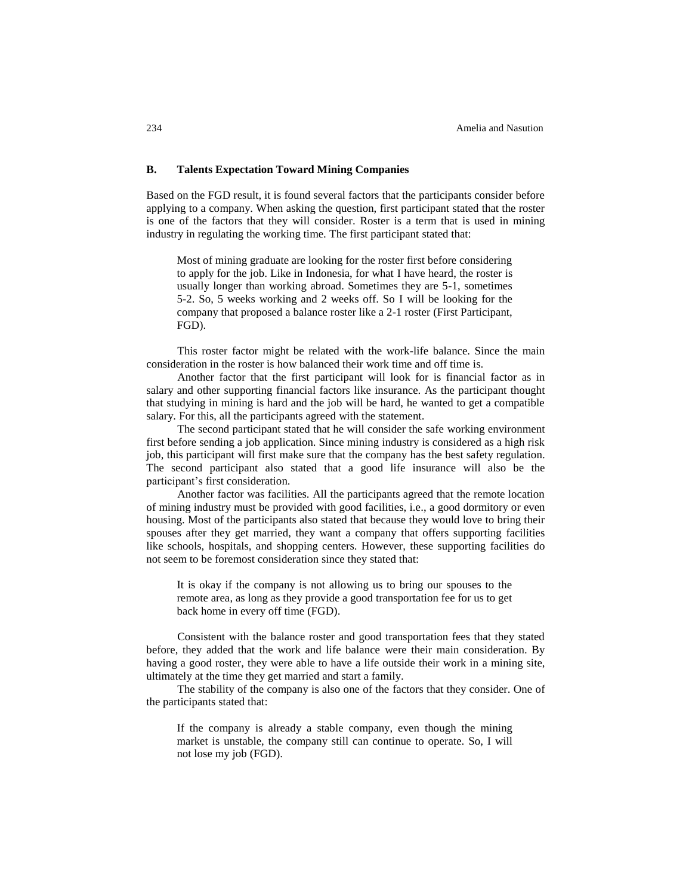### B. Talents Expectation Toward Mining Companies

Based on the FGD result, it is found several factors that the participants consider before applying to a company. When asking the question, first participant stated that the roster is one of the factors that they will consider. Roster is a term that is used in mining industry in regulating the working time. The first participant stated that:

> Most of mining graduate are looking for the roster first before considering to apply for the job. Like in Indonesia, for what I have heard, the roster is usually longer than working abroad. Sometimes they are 5-1, sometimes 5-2. So, 5 weeks working and 2 weeks off. So I will be looking for the company that proposed a balance roster like a 2-1 roster (First Participant, FGD).

This roster factor might be related with the work-life balance. Since the main consideration in the roster is how balanced their work time and off time is.

Another factor that the first participant will look for is financial factor as in salary and other supporting financial factors like insurance. As the participant thought that studying in mining is hard and the job will be hard, he wanted to get a compatible salary. For this, all the participants agreed with the statement.

The second participant stated that he will consider the safe working environment first before sending a job application. Since mining industry is considered as a high risk job, this participant will first make sure that the company has the best safety regulation. The second participant also stated that a good life insurance will also be the participant's first consideration.

Another factor was facilities. All the participants agreed that the remote location of mining industry must be provided with good facilities, i.e., a good dormitory or even housing. Most of the participants also stated that because they would love to bring their spouses after they get married, they want a company that offers supporting facilities like schools, hospitals, and shopping centers. However, these supporting facilities do not seem to be foremost consideration since they stated that:

> It is okay if the company is not allowing us to bring our spouses to the remote area, as long as they provide a good transportation fee for us to get back home in every off time (FGD).

Consistent with the balance roster and good transportation fees that they stated before, they added that the work and life balance were their main consideration. By having a good roster, they were able to have a life outside their work in a mining site, ultimately at the time they get married and start a family.

The stability of the company is also one of the factors that they consider. One of the participants stated that:

> If the company is already a stable company, even though the mining market is unstable, the company still can continue to operate. So, I will not lose my job (FGD).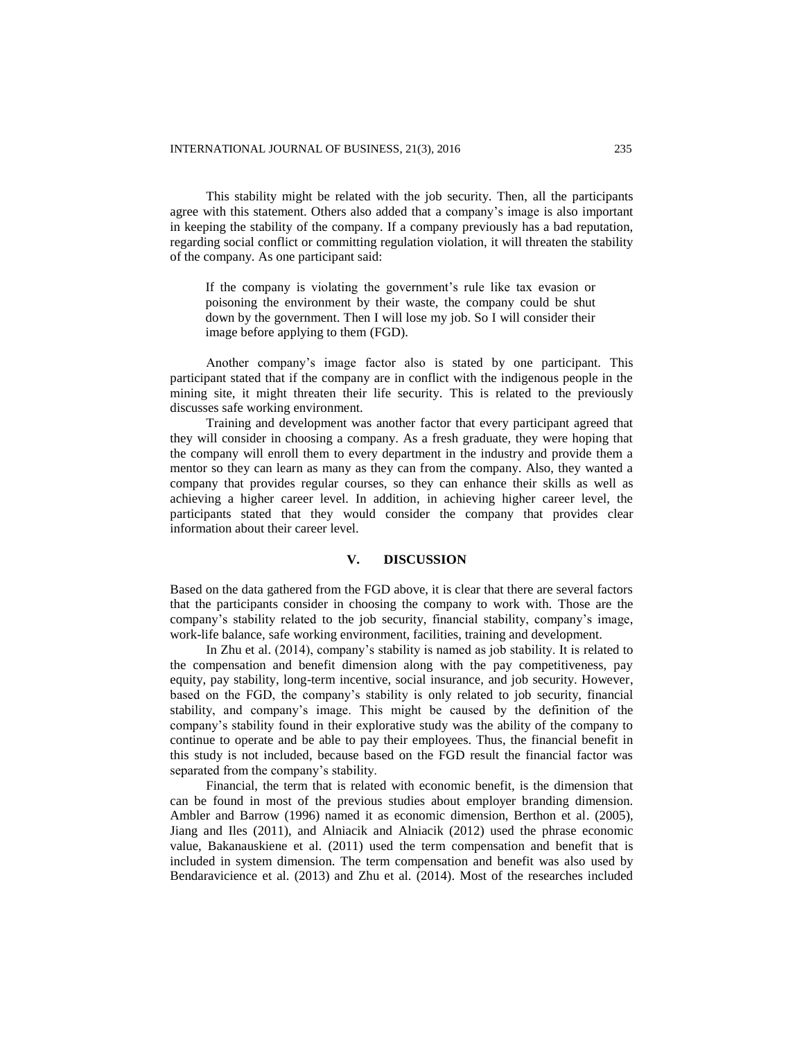This stability might be related with the job security. Then, all the participants agree with this statement. Others also added that a company's image is also important in keeping the stability of the company. If a company previously has a bad reputation, regarding social conflict or committing regulation violation, it will threaten the stability of the company. As one participant said:

> If the company is violating the government's rule like tax evasion or poisoning the environment by their waste, the company could be shut down by the government. Then I will lose my job. So I will consider their image before applying to them (FGD).

Another company's image factor also is stated by one participant. This participant stated that if the company are in conflict with the indigenous people in the mining site, it might threaten their life security. This is related to the previously discusses safe working environment.

Training and development was another factor that every participant agreed that they will consider in choosing a company. As a fresh graduate, they were hoping that the company will enroll them to every department in the industry and provide them a mentor so they can learn as many as they can from the company. Also, they wanted a company that provides regular courses, so they can enhance their skills as well as achieving a higher career level. In addition, in achieving higher career level, the participants stated that they would consider the company that provides clear information about their career level.

## V. DISCUSSION

Based on the data gathered from the FGD above, it is clear that there are several factors that the participants consider in choosing the company to work with. Those are the company's stability related to the job security, financial stability, company's image, work-life balance, safe working environment, facilities, training and development.

In Zhu et al. (2014), company's stability is named as job stability. It is related to the compensation and benefit dimension along with the pay competitiveness, pay equity, pay stability, long-term incentive, social insurance, and job security. However, based on the FGD, the company's stability is only related to job security, financial stability, and company's image. This might be caused by the definition of the company's stability found in their explorative study was the ability of the company to continue to operate and be able to pay their employees. Thus, the financial benefit in this study is not included, because based on the FGD result the financial factor was separated from the company's stability.

Financial, the term that is related with economic benefit, is the dimension that can be found in most of the previous studies about employer branding dimension. Ambler and Barrow (1996) named it as economic dimension, Berthon et al. (2005), Jiang and Iles (2011), and Alniacik and Alniacik (2012) used the phrase economic value, Bakanauskiene et al. (2011) used the term compensation and benefit that is included in system dimension. The term compensation and benefit was also used by Bendaravicience et al. (2013) and Zhu et al. (2014). Most of the researches included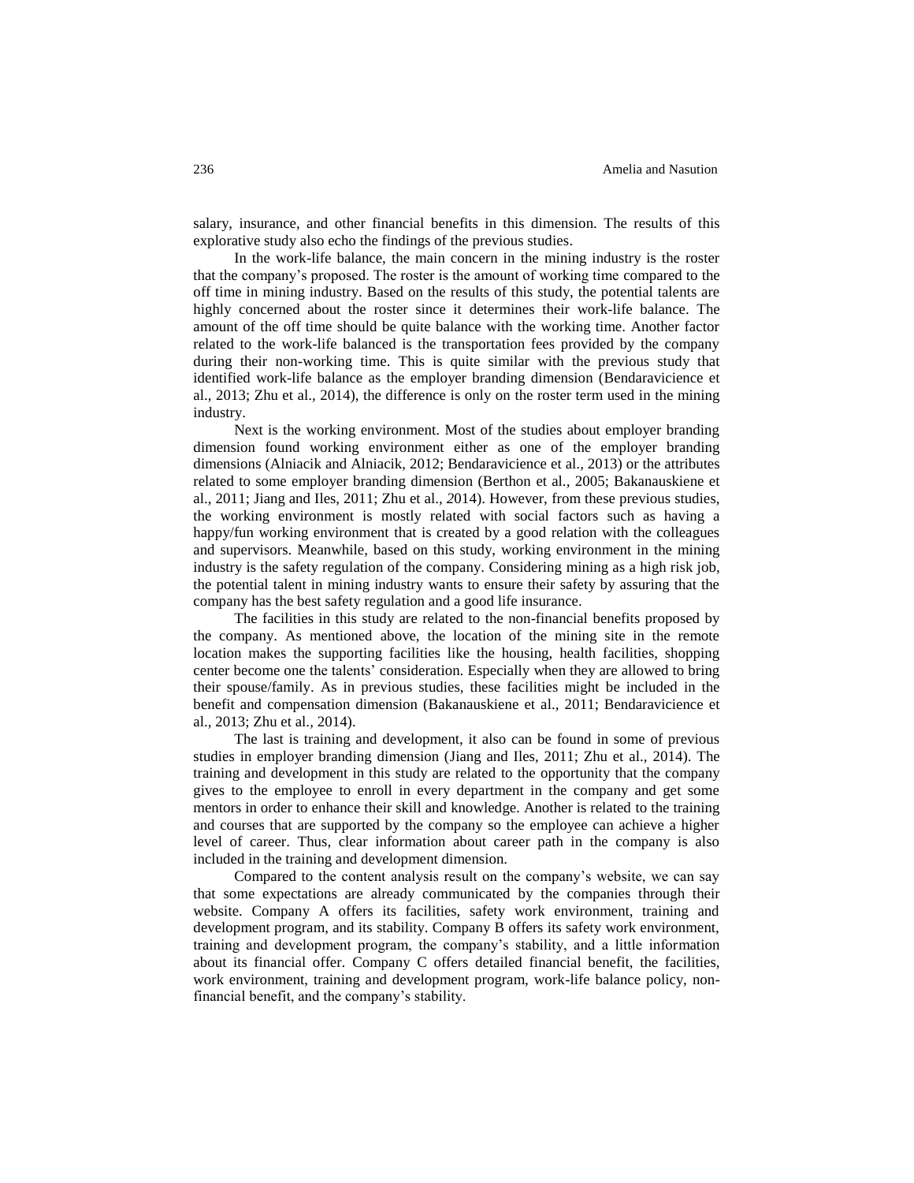salary, insurance, and other financial benefits in this dimension. The results of this explorative study also echo the findings of the previous studies.

In the work-life balance, the main concern in the mining industry is the roster that the company's proposed. The roster is the amount of working time compared to the off time in mining industry. Based on the results of this study, the potential talents are highly concerned about the roster since it determines their work-life balance. The amount of the off time should be quite balance with the working time. Another factor related to the work-life balanced is the transportation fees provided by the company during their non-working time. This is quite similar with the previous study that identified work-life balance as the employer branding dimension (Bendaravicience et al., 2013; Zhu et al., 2014), the difference is only on the roster term used in the mining industry.

Next is the working environment. Most of the studies about employer branding dimension found working environment either as one of the employer branding dimensions (Alniacik and Alniacik, 2012; Bendaravicience et al., 2013) or the attributes related to some employer branding dimension (Berthon et al., 2005; Bakanauskiene et al., 2011; Jiang and Iles, 2011; Zhu et al., 2014). However, from these previous studies, the working environment is mostly related with social factors such as having a happy/fun working environment that is created by a good relation with the colleagues and supervisors. Meanwhile, based on this study, working environment in the mining industry is the safety regulation of the company. Considering mining as a high risk job, the potential talent in mining industry wants to ensure their safety by assuring that the company has the best safety regulation and a good life insurance.

The facilities in this study are related to the non-financial benefits proposed by the company. As mentioned above, the location of the mining site in the remote location makes the supporting facilities like the housing, health facilities, shopping center become one the talents' consideration. Especially when they are allowed to bring their spouse/family. As in previous studies, these facilities might be included in the benefit and compensation dimension (Bakanauskiene et al., 2011; Bendaravicience et al., 2013; Zhu et al., 2014).

The last is training and development, it also can be found in some of previous studies in employer branding dimension (Jiang and Iles, 2011; Zhu et al., 2014). The training and development in this study are related to the opportunity that the company gives to the employee to enroll in every department in the company and get some mentors in order to enhance their skill and knowledge. Another is related to the training and courses that are supported by the company so the employee can achieve a higher level of career. Thus, clear information about career path in the company is also included in the training and development dimension.

Compared to the content analysis result on the company's website, we can say that some expectations are already communicated by the companies through their website. Company A offers its facilities, safety work environment, training and development program, and its stability. Company B offers its safety work environment, training and development program, the company's stability, and a little information about its financial offer. Company C offers detailed financial benefit, the facilities, work environment, training and development program, work-life balance policy, non-financial benefit, and the company's stability.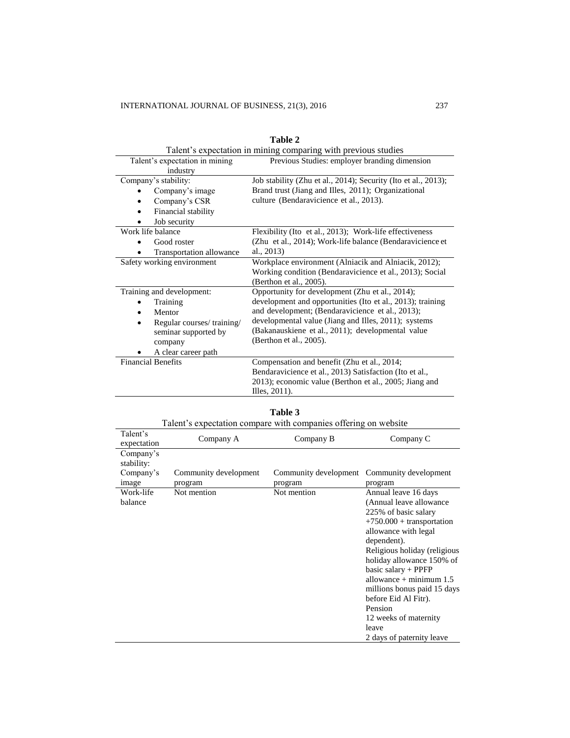**Table 2**

Talent's expectation in mining comparing with previous studies

| Talent's expectation in mining industry | Previous Studies: employer branding dimension |
|---|---|
| Company's stability:<br>• Company's image<br>• Company's CSR<br>• Financial stability<br>• Job security | Job stability (Zhu et al., 2014); Security (Ito et al., 2013); Brand trust (Jiang and Illes, 2011); Organizational culture (Bendaravicience et al., 2013). |
| Work life balance<br>• Good roster<br>• Transportation allowance | Flexibility (Ito et al., 2013); Work-life effectiveness (Zhu et al., 2014); Work-life balance (Bendaravicience et al., 2013) |
| Safety working environment | Workplace environment (Alniacik and Alniacik, 2012); Working condition (Bendaravicience et al., 2013); Social (Berthon et al., 2005). |
| Training and development:<br>• Training<br>• Mentor<br>• Regular courses/ training/ seminar supported by company<br>• A clear career path | Opportunity for development (Zhu et al., 2014); development and opportunities (Ito et al., 2013); training and development; (Bendaravicience et al., 2013); developmental value (Jiang and Illes, 2011); systems (Bakanauskiene et al., 2011); developmental value (Berthon et al., 2005). |
| Financial Benefits | Compensation and benefit (Zhu et al., 2014; Bendaravicience et al., 2013) Satisfaction (Ito et al., 2013); economic value (Berthon et al., 2005; Jiang and Illes, 2011). |

**Table 3**

Talent's expectation compare with companies offering on website

| Talent's expectation | Company A | Company B | Company C |
|---|---|---|---|
| Company's stability:<br>Company's image | Community development program | Community development program | Community development program |
| Work-life balance | Not mention | Not mention | Annual leave 16 days (Annual leave allowance 225% of basic salary +750.000 + transportation allowance with legal dependent).<br>Religious holiday (religious holiday allowance 150% of basic salary + PPFP allowance + minimum 1.5 millions bonus paid 15 days before Eid Al Fitr).<br>Pension<br>12 weeks of maternity leave<br>2 days of paternity leave |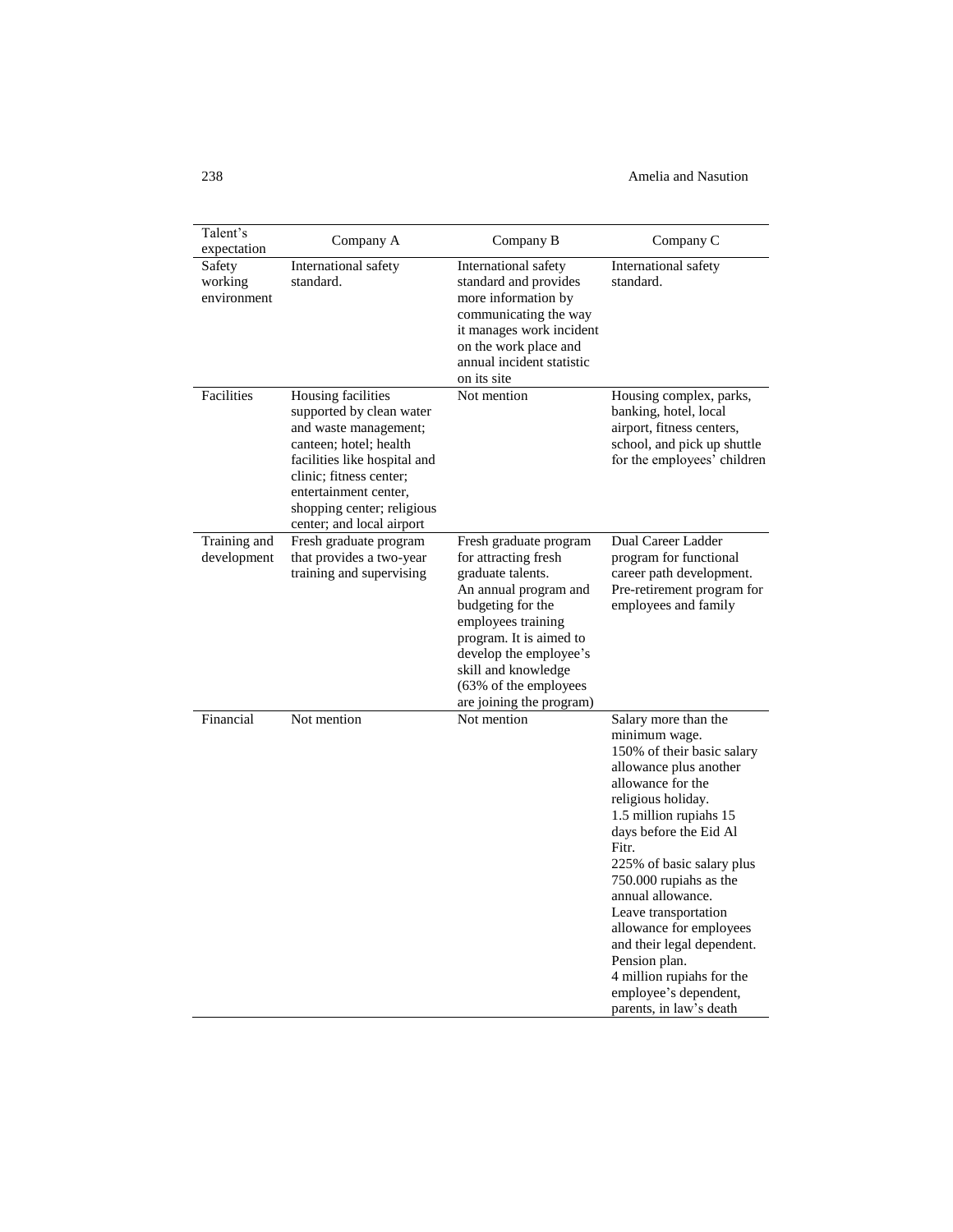| Talent's expectation | Company A | Company B | Company C |
|---|---|---|---|
| Safety working environment | International safety standard. | International safety standard and provides more information by communicating the way it manages work incident on the work place and annual incident statistic on its site | International safety standard. |
| Facilities | Housing facilities supported by clean water and waste management; canteen; hotel; health facilities like hospital and clinic; fitness center; entertainment center, shopping center; religious center; and local airport | Not mention | Housing complex, parks, banking, hotel, local airport, fitness centers, school, and pick up shuttle for the employees' children |
| Training and development | Fresh graduate program that provides a two-year training and supervising | Fresh graduate program for attracting fresh graduate talents. An annual program and budgeting for the employees training program. It is aimed to develop the employee's skill and knowledge (63% of the employees are joining the program) | Dual Career Ladder program for functional career path development. Pre-retirement program for employees and family |
| Financial | Not mention | Not mention | Salary more than the minimum wage. 150% of their basic salary allowance plus another allowance for the religious holiday. 1.5 million rupiahs 15 days before the Eid Al Fitr. 225% of basic salary plus 750.000 rupiahs as the annual allowance. Leave transportation allowance for employees and their legal dependent. Pension plan. 4 million rupiahs for the employee's dependent, parents, in law's death |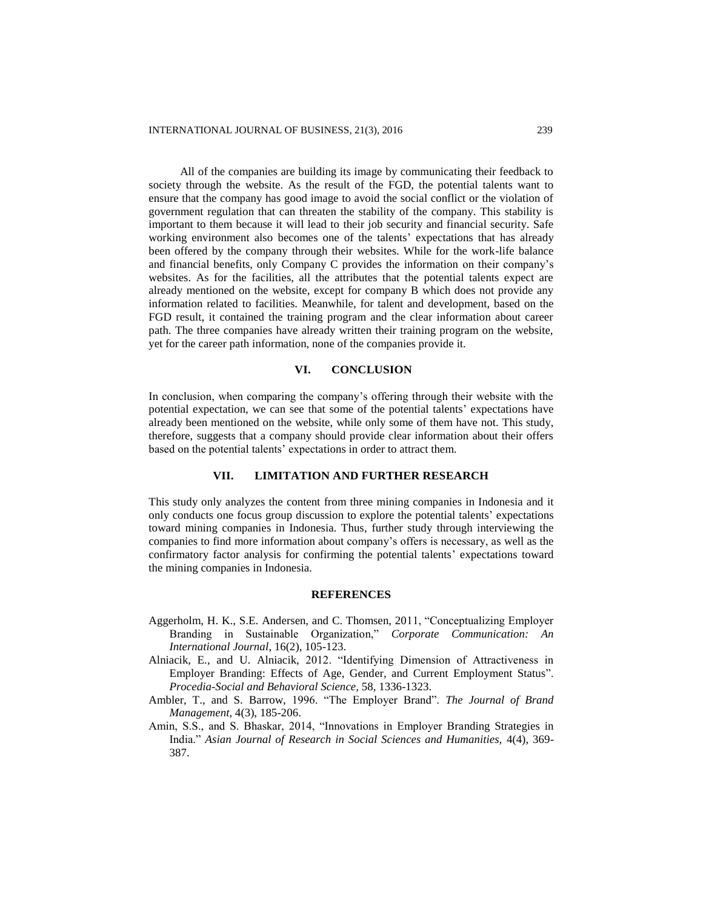All of the companies are building its image by communicating their feedback to society through the website. As the result of the FGD, the potential talents want to ensure that the company has good image to avoid the social conflict or the violation of government regulation that can threaten the stability of the company. This stability is important to them because it will lead to their job security and financial security. Safe working environment also becomes one of the talents' expectations that has already been offered by the company through their websites. While for the work-life balance and financial benefits, only Company C provides the information on their company's websites. As for the facilities, all the attributes that the potential talents expect are already mentioned on the website, except for company B which does not provide any information related to facilities. Meanwhile, for talent and development, based on the FGD result, it contained the training program and the clear information about career path. The three companies have already written their training program on the website, yet for the career path information, none of the companies provide it.

## VI. CONCLUSION

In conclusion, when comparing the company's offering through their website with the potential expectation, we can see that some of the potential talents' expectations have already been mentioned on the website, while only some of them have not. This study, therefore, suggests that a company should provide clear information about their offers based on the potential talents' expectations in order to attract them.

## VII. LIMITATION AND FURTHER RESEARCH

This study only analyzes the content from three mining companies in Indonesia and it only conducts one focus group discussion to explore the potential talents' expectations toward mining companies in Indonesia. Thus, further study through interviewing the companies to find more information about company's offers is necessary, as well as the confirmatory factor analysis for confirming the potential talents' expectations toward the mining companies in Indonesia.

## REFERENCES

Aggerholm, H. K., S.E. Andersen, and C. Thomsen, 2011, "Conceptualizing Employer Branding in Sustainable Organization," *Corporate Communication: An International Journal*, 16(2), 105-123.

Alniacik, E., and U. Alniacik, 2012. "Identifying Dimension of Attractiveness in Employer Branding: Effects of Age, Gender, and Current Employment Status". *Procedia-Social and Behavioral Science,* 58, 1336-1323.

Ambler, T., and S. Barrow, 1996. "The Employer Brand". *The Journal of Brand Management*, 4(3), 185-206.

Amin, S.S., and S. Bhaskar, 2014, "Innovations in Employer Branding Strategies in India." *Asian Journal of Research in Social Sciences and Humanities*, 4(4), 369-387.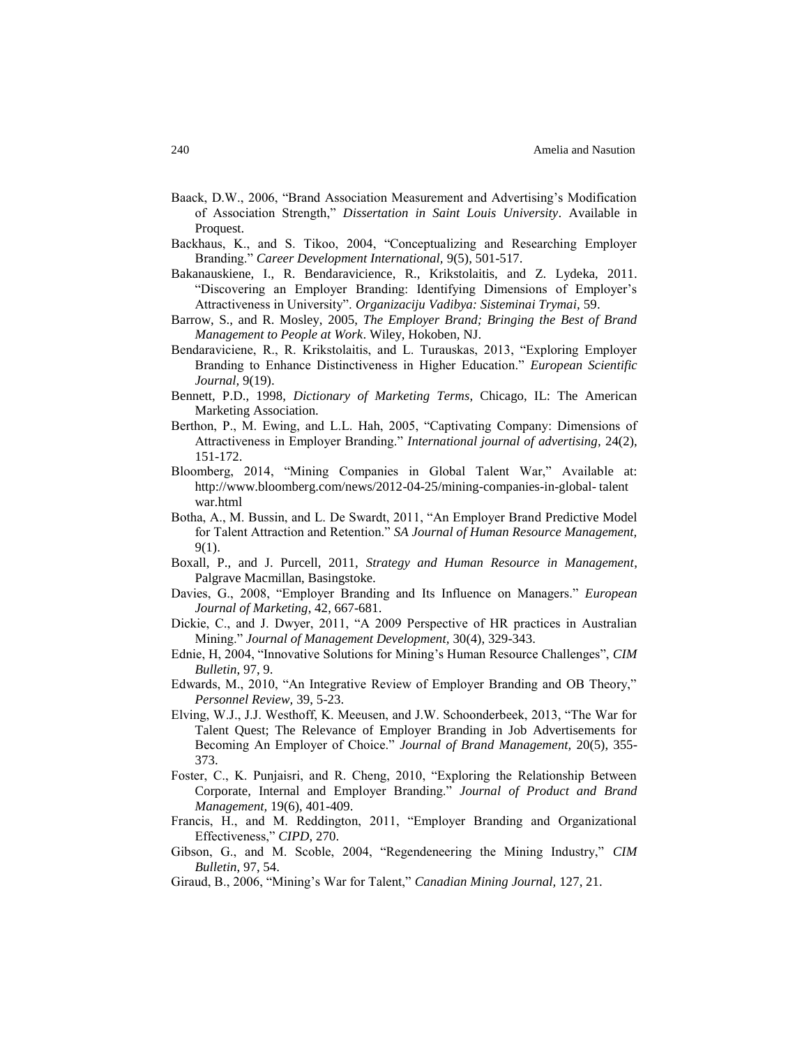Baack, D.W., 2006, "Brand Association Measurement and Advertising's Modification of Association Strength," *Dissertation in Saint Louis University*. Available in Proquest.

Backhaus, K., and S. Tikoo, 2004, "Conceptualizing and Researching Employer Branding." *Career Development International*, 9(5), 501-517.

Bakanauskiene, I., R. Bendaravicience, R., Krikstolaitis, and Z. Lydeka, 2011. "Discovering an Employer Branding: Identifying Dimensions of Employer's Attractiveness in University". *Organizaciju Vadibya: Sisteminai Trymai*, 59.

Barrow, S., and R. Mosley, 2005, *The Employer Brand; Bringing the Best of Brand Management to People at Work*. Wiley, Hokoben, NJ.

Bendaraviciene, R., R. Krikstolaitis, and L. Turauskas, 2013, "Exploring Employer Branding to Enhance Distinctiveness in Higher Education." *European Scientific Journal*, 9(19).

Bennett, P.D., 1998, *Dictionary of Marketing Terms*, Chicago, IL: The American Marketing Association.

Berthon, P., M. Ewing, and L.L. Hah, 2005, "Captivating Company: Dimensions of Attractiveness in Employer Branding." *International journal of advertising*, 24(2), 151-172.

Bloomberg, 2014, "Mining Companies in Global Talent War," Available at: http://www.bloomberg.com/news/2012-04-25/mining-companies-in-global- talent war.html

Botha, A., M. Bussin, and L. De Swardt, 2011, "An Employer Brand Predictive Model for Talent Attraction and Retention." *SA Journal of Human Resource Management*, 9(1).

Boxall, P., and J. Purcell, 2011, *Strategy and Human Resource in Management*, Palgrave Macmillan, Basingstoke.

Davies, G., 2008, "Employer Branding and Its Influence on Managers." *European Journal of Marketing*, 42, 667-681.

Dickie, C., and J. Dwyer, 2011, "A 2009 Perspective of HR practices in Australian Mining." *Journal of Management Development*, 30(4), 329-343.

Ednie, H, 2004, "Innovative Solutions for Mining's Human Resource Challenges", *CIM Bulletin*, 97, 9.

Edwards, M., 2010, "An Integrative Review of Employer Branding and OB Theory," *Personnel Review*, 39, 5-23.

Elving, W.J., J.J. Westhoff, K. Meeusen, and J.W. Schoonderbeek, 2013, "The War for Talent Quest; The Relevance of Employer Branding in Job Advertisements for Becoming An Employer of Choice." *Journal of Brand Management*, 20(5), 355-373.

Foster, C., K. Punjaisri, and R. Cheng, 2010, "Exploring the Relationship Between Corporate, Internal and Employer Branding." *Journal of Product and Brand Management*, 19(6), 401-409.

Francis, H., and M. Reddington, 2011, "Employer Branding and Organizational Effectiveness," *CIPD*, 270.

Gibson, G., and M. Scoble, 2004, "Regendeneering the Mining Industry," *CIM Bulletin*, 97, 54.

Giraud, B., 2006, "Mining's War for Talent," *Canadian Mining Journal*, 127, 21.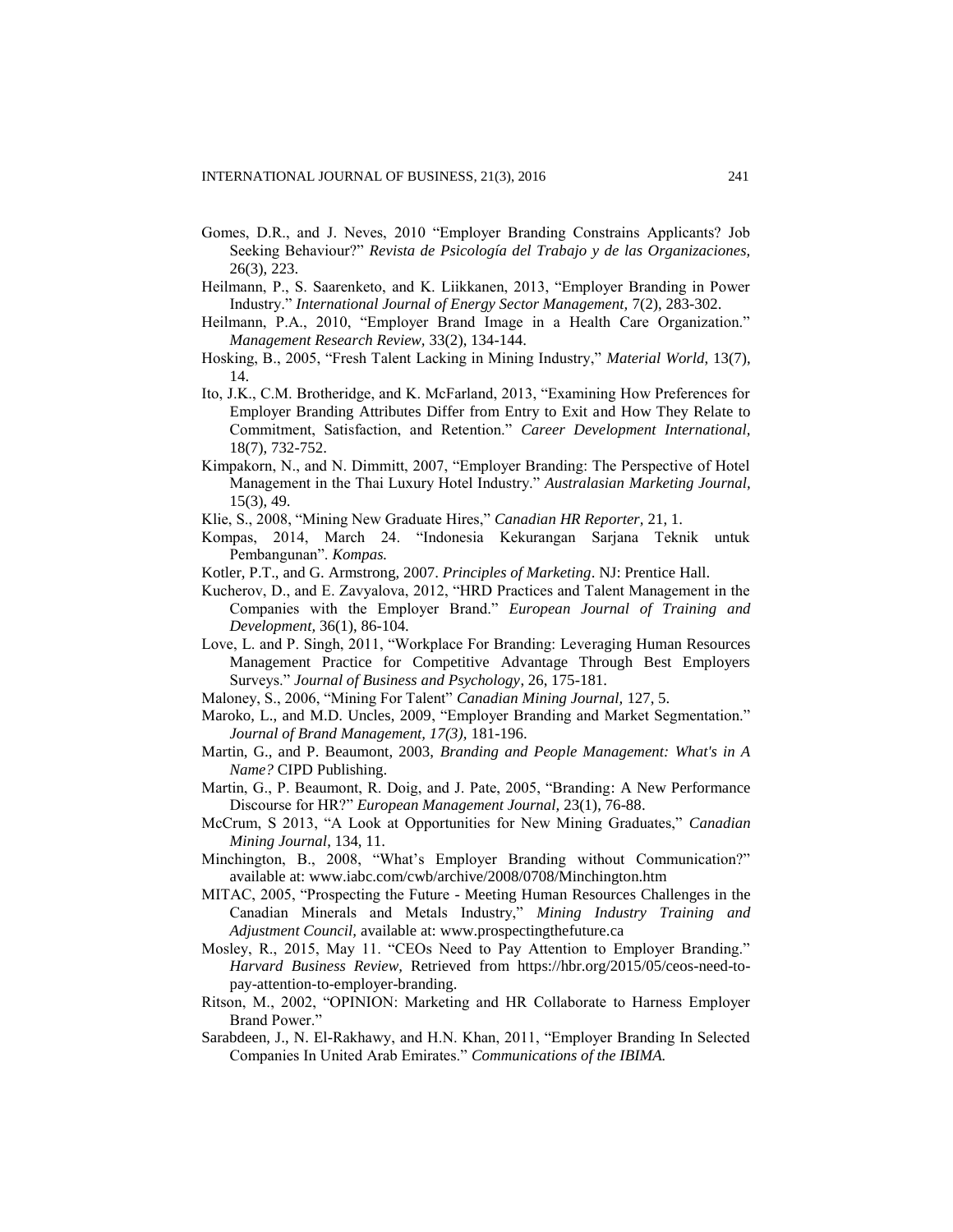Gomes, D.R., and J. Neves, 2010 "Employer Branding Constrains Applicants? Job Seeking Behaviour?" *Revista de Psicología del Trabajo y de las Organizaciones,* 26(3), 223.

Heilmann, P., S. Saarenketo, and K. Liikkanen, 2013, "Employer Branding in Power Industry." *International Journal of Energy Sector Management,* 7(2), 283-302.

Heilmann, P.A., 2010, "Employer Brand Image in a Health Care Organization." *Management Research Review,* 33(2), 134-144.

Hosking, B., 2005, "Fresh Talent Lacking in Mining Industry," *Material World,* 13(7), 14.

Ito, J.K., C.M. Brotheridge, and K. McFarland, 2013, "Examining How Preferences for Employer Branding Attributes Differ from Entry to Exit and How They Relate to Commitment, Satisfaction, and Retention." *Career Development International,* 18(7), 732-752.

Kimpakorn, N., and N. Dimmitt, 2007, "Employer Branding: The Perspective of Hotel Management in the Thai Luxury Hotel Industry." *Australasian Marketing Journal,* 15(3), 49.

Klie, S., 2008, "Mining New Graduate Hires," *Canadian HR Reporter,* 21, 1.

Kompas, 2014, March 24. "Indonesia Kekurangan Sarjana Teknik untuk Pembangunan". *Kompas.*

Kotler, P.T., and G. Armstrong, 2007. *Principles of Marketing*. NJ: Prentice Hall.

Kucherov, D., and E. Zavyalova, 2012, "HRD Practices and Talent Management in the Companies with the Employer Brand." *European Journal of Training and Development,* 36(1), 86-104.

Love, L. and P. Singh, 2011, "Workplace For Branding: Leveraging Human Resources Management Practice for Competitive Advantage Through Best Employers Surveys." *Journal of Business and Psychology*, 26, 175-181.

Maloney, S., 2006, "Mining For Talent" *Canadian Mining Journal,* 127, 5.

Maroko, L., and M.D. Uncles, 2009, "Employer Branding and Market Segmentation." *Journal of Brand Management, 17(3),* 181-196.

Martin, G., and P. Beaumont, 2003, *Branding and People Management: What's in A Name?* CIPD Publishing.

Martin, G., P. Beaumont, R. Doig, and J. Pate, 2005, "Branding: A New Performance Discourse for HR?" *European Management Journal,* 23(1), 76-88.

McCrum, S 2013, "A Look at Opportunities for New Mining Graduates," *Canadian Mining Journal*, 134, 11.

Minchington, B., 2008, "What's Employer Branding without Communication?" available at: www.iabc.com/cwb/archive/2008/0708/Minchington.htm

MITAC, 2005, "Prospecting the Future - Meeting Human Resources Challenges in the Canadian Minerals and Metals Industry," *Mining Industry Training and Adjustment Council,* available at: www.prospectingthefuture.ca

Mosley, R., 2015, May 11. "CEOs Need to Pay Attention to Employer Branding." *Harvard Business Review,* Retrieved from https://hbr.org/2015/05/ceos-need-to-pay-attention-to-employer-branding.

Ritson, M., 2002, "OPINION: Marketing and HR Collaborate to Harness Employer Brand Power."

Sarabdeen, J., N. El-Rakhawy, and H.N. Khan, 2011, "Employer Branding In Selected Companies In United Arab Emirates." *Communications of the IBIMA.*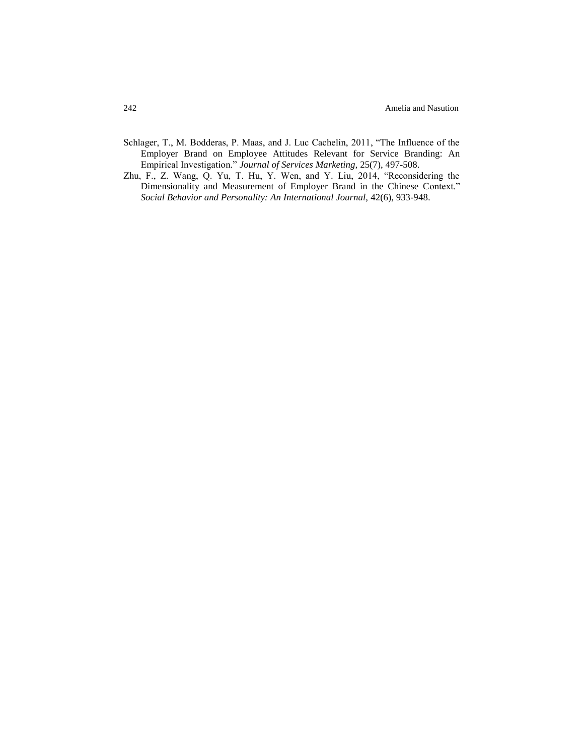Schlager, T., M. Bodderas, P. Maas, and J. Luc Cachelin, 2011, "The Influence of the Employer Brand on Employee Attitudes Relevant for Service Branding: An Empirical Investigation." *Journal of Services Marketing,* 25(7), 497-508.

Zhu, F., Z. Wang, Q. Yu, T. Hu, Y. Wen, and Y. Liu, 2014, "Reconsidering the Dimensionality and Measurement of Employer Brand in the Chinese Context." *Social Behavior and Personality: An International Journal,* 42(6), 933-948.